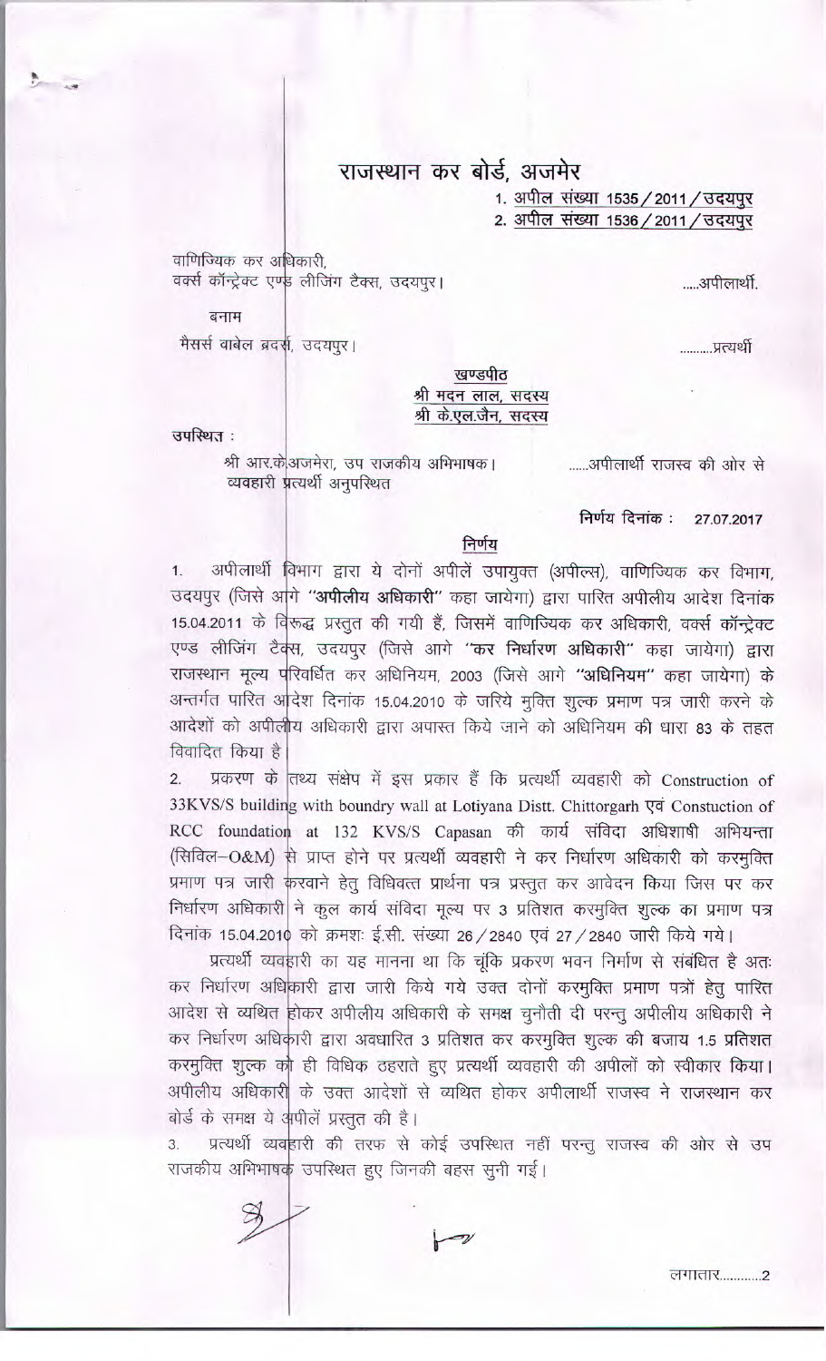# राजस्थान कर बोर्ड, अजमेर

1. अपील संख्या 1535/2011/उदयपुर
2. अपील संख्या 1536/2011/उदयपुर

वाणिज्यिक कर अधिकारी,
वर्क्स कॉन्ट्रेक्ट एण्ड लीजिंग टैक्स, उदयपुर। .....अपीलार्थी.

बनाम

मैसर्स वाबेल ब्रदर्स, उदयपुर। ..........प्रत्यर्थी

खण्डपीठ
श्री मदन लाल, सदस्य
श्री के.एल.जैन, सदस्य

उपस्थित :

श्री आर.के.अजमेरा, उप राजकीय अभिभाषक। ......अपीलार्थी राजस्व की ओर से
व्यवहारी प्रत्यर्थी अनुपस्थित

निर्णय दिनांक : 27.07.2017

## निर्णय

1. अपीलार्थी विभाग द्वारा ये दोनों अपीलें उपायुक्त (अपील्स), वाणिज्यिक कर विभाग, उदयपुर (जिसे आगे **"अपीलीय अधिकारी"** कहा जायेगा) द्वारा पारित अपीलीय आदेश दिनांक 15.04.2011 के विरूद्ध प्रस्तुत की गयी हैं, जिसमें वाणिज्यिक कर अधिकारी, वर्क्स कॉन्ट्रेक्ट एण्ड लीजिंग टैक्स, उदयपुर (जिसे आगे **"कर निर्धारण अधिकारी"** कहा जायेगा) द्वारा राजस्थान मूल्य परिवर्धित कर अधिनियम, 2003 (जिसे आगे **"अधिनियम"** कहा जायेगा) के अन्तर्गत पारित आदेश दिनांक 15.04.2010 के जरिये मुक्ति शुल्क प्रमाण पत्र जारी करने के आदेशों को अपीलीय अधिकारी द्वारा अपास्त किये जाने को अधिनियम की धारा 83 के तहत विवादित किया है।

2. प्रकरण के तथ्य संक्षेप में इस प्रकार हैं कि प्रत्यर्थी व्यवहारी को Construction of 33KVS/S building with boundry wall at Lotiyana Distt. Chittorgarh एवं Constuction of RCC foundation at 132 KVS/S Capasan की कार्य संविदा अधिशाषी अभियन्ता (सिविल–O&M) से प्राप्त होने पर प्रत्यर्थी व्यवहारी ने कर निर्धारण अधिकारी को करमुक्ति प्रमाण पत्र जारी करवाने हेतु विधिवत्त प्रार्थना पत्र प्रस्तुत कर आवेदन किया जिस पर कर निर्धारण अधिकारी ने कुल कार्य संविदा मूल्य पर 3 प्रतिशत करमुक्ति शुल्क का प्रमाण पत्र दिनांक 15.04.2010 को क्रमशः ई.सी. संख्या 26/2840 एवं 27/2840 जारी किये गये।

प्रत्यर्थी व्यवहारी का यह मानना था कि चूंकि प्रकरण भवन निर्माण से संबंधित है अतः कर निर्धारण अधिकारी द्वारा जारी किये गये उक्त दोनों करमुक्ति प्रमाण पत्रों हेतु पारित आदेश से व्यथित होकर अपीलीय अधिकारी के समक्ष चुनौती दी परन्तु अपीलीय अधिकारी ने कर निर्धारण अधिकारी द्वारा अवधारित 3 प्रतिशत कर करमुक्ति शुल्क की बजाय 1.5 प्रतिशत करमुक्ति शुल्क को ही विधिक ठहराते हुए प्रत्यर्थी व्यवहारी की अपीलों को स्वीकार किया। अपीलीय अधिकारी के उक्त आदेशों से व्यथित होकर अपीलार्थी राजस्व ने राजस्थान कर बोर्ड के समक्ष ये अपीलें प्रस्तुत की है।

3. प्रत्यर्थी व्यवहारी की तरफ से कोई उपस्थित नहीं परन्तु राजस्व की ओर से उप राजकीय अभिभाषक उपस्थित हुए जिनकी बहस सुनी गई।

लगातार...........2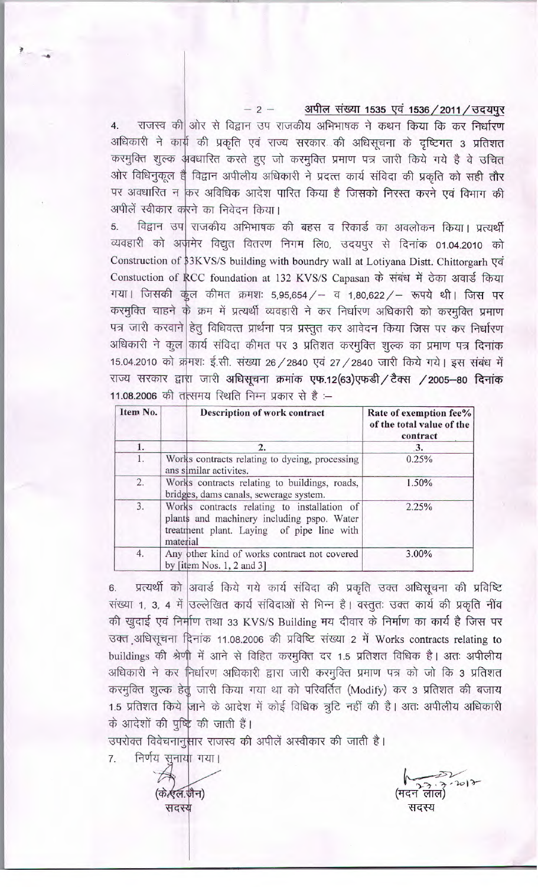**अपील संख्या 1535 एवं 1536 / 2011 / उदयपुर**

4. राजस्व की ओर से विद्वान उप राजकीय अभिभाषक ने कथन किया कि कर निर्धारण अधिकारी ने कार्य की प्रकृति एवं राज्य सरकार की अधिसूचना के दृष्टिगत 3 प्रतिशत करमुक्ति शुल्क अवधारित करते हुए जो करमुक्ति प्रमाण पत्र जारी किये गये है वे उचित ओर विधिनुकूल है विद्वान अपीलीय अधिकारी ने प्रदत्त कार्य संविदा की प्रकृति को सही तौर पर अवधारित न कर अविधिक आदेश पारित किया है जिसको निरस्त करने एवं विभाग की अपीलें स्वीकार करने का निवेदन किया।

5. विद्वान उप राजकीय अभिभाषक की बहस व रिकार्ड का अवलोकन किया। प्रत्यर्थी व्यवहारी को अजमेर विद्युत वितरण निगम लि0, उदयपुर से दिनांक 01.04.2010 को Construction of 33KVS/S building with boundry wall at Lotiyana Distt. Chittorgarh एवं Constuction of RCC foundation at 132 KVS/S Capasan के संबंध में ठेका अवार्ड किया गया। जिसकी कुल कीमत क्रमशः 5,95,654/– व 1,80,622/– रूपये थी। जिस पर करमुक्ति चाहने के क्रम में प्रत्यर्थी व्यवहारी ने कर निर्धारण अधिकारी को करमुक्ति प्रमाण पत्र जारी करवाने हेतु विधिवत्त प्रार्थना पत्र प्रस्तुत कर आवेदन किया जिस पर कर निर्धारण अधिकारी ने कुल कार्य संविदा कीमत पर 3 प्रतिशत करमुक्ति शुल्क का प्रमाण पत्र दिनांक 15.04.2010 को क्रमशः ई.सी. संख्या 26/2840 एवं 27/2840 जारी किये गये। इस संबंध में राज्य सरकार द्वारा जारी **अधिसूचना क्रमांक एफ.12(63)एफडी/टैक्स /2005–80 दिनांक 11.08.2006** की तत्समय स्थिति निम्न प्रकार से है :–

| Item No. | Description of work contract | Rate of exemption fee% of the total value of the contract |
|---|---|---|
| 1. | 2. | 3. |
| 1. | Works contracts relating to dyeing, processing ans similar activites. | 0.25% |
| 2. | Works contracts relating to buildings, roads, bridges, dams canals, sewerage system. | 1.50% |
| 3. | Works contracts relating to installation of plants and machinery including pspo. Water treatment plant. Laying of pipe line with material | 2.25% |
| 4. | Any other kind of works contract not covered by [item Nos. 1, 2 and 3] | 3.00% |

6. प्रत्यर्थी को अवार्ड किये गये कार्य संविदा की प्रकृति उक्त अधिसूचना की प्रविष्टि संख्या 1, 3, 4 में उल्लेखित कार्य संविदाओं से भिन्न है। वस्तुतः उक्त कार्य की प्रकृति नींव की खुदाई एवं निर्माण तथा 33 KVS/S Building मय दीवार के निर्माण का कार्य है जिस पर उक्त अधिसूचना दिनांक 11.08.2006 की प्रविष्टि संख्या 2 में Works contracts relating to buildings की श्रेणी में आने से विहित करमुक्ति दर 1.5 प्रतिशत विधिक है। अतः अपीलीय अधिकारी ने कर निर्धारण अधिकारी द्वारा जारी करमुक्ति प्रमाण पत्र को जो कि 3 प्रतिशत करमुक्ति शुल्क हेतु जारी किया गया था को परिवर्तित (Modify) कर 3 प्रतिशत की बजाय 1.5 प्रतिशत किये जाने के आदेश में कोई विधिक त्रुटि नहीं की है। अतः अपीलीय अधिकारी के आदेशों की पुष्टि की जाती हैं।

उपरोक्त विवेचनानुसार राजस्व की अपीलें अस्वीकार की जाती है।

7. निर्णय सुनाया गया।

(के.एल.जैन)
सदस्य

(मदन लाल)
सदस्य